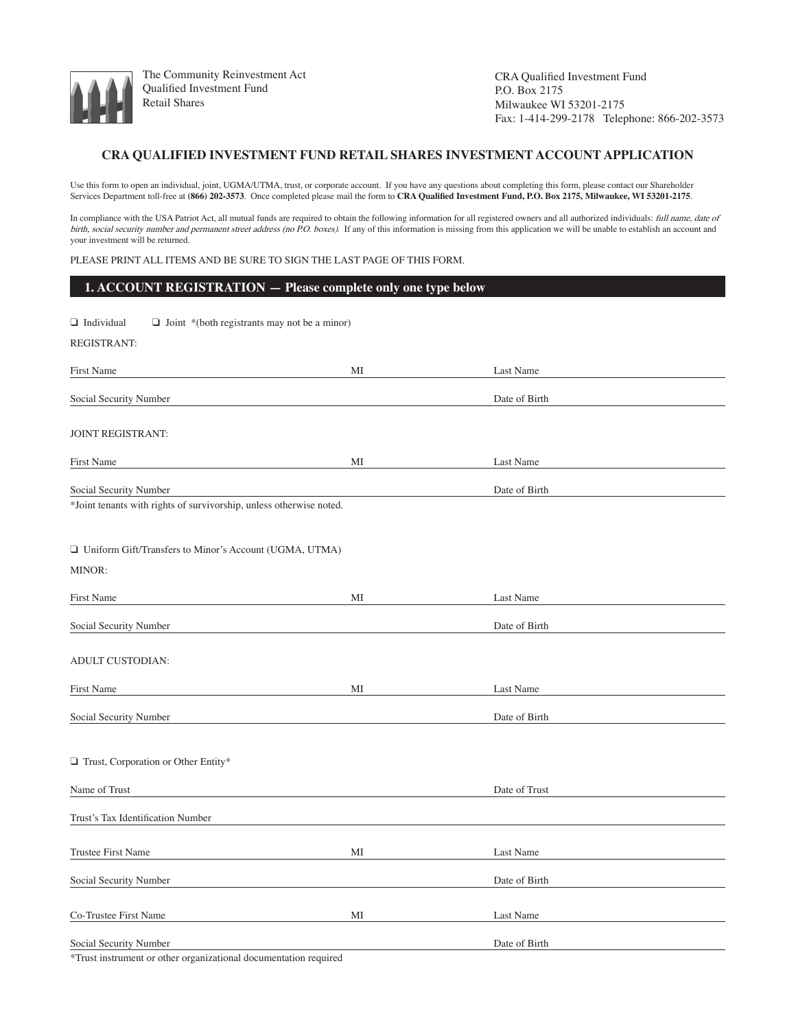The Community Reinvestment Act
Qualified Investment Fund
Retail Shares

CRA Qualified Investment Fund
P.O. Box 2175
Milwaukee WI 53201-2175
Fax: 1-414-299-2178 Telephone: 866-202-3573

## CRA QUALIFIED INVESTMENT FUND RETAIL SHARES INVESTMENT ACCOUNT APPLICATION

Use this form to open an individual, joint, UGMA/UTMA, trust, or corporate account. If you have any questions about completing this form, please contact our Shareholder Services Department toll-free at **(866) 202-3573**. Once completed please mail the form to **CRA Qualified Investment Fund, P.O. Box 2175, Milwaukee, WI 53201-2175**.

In compliance with the USA Patriot Act, all mutual funds are required to obtain the following information for all registered owners and all authorized individuals: *full name, date of birth, social security number and permanent street address (no P.O. boxes).* If any of this information is missing from this application we will be unable to establish an account and your investment will be returned.

PLEASE PRINT ALL ITEMS AND BE SURE TO SIGN THE LAST PAGE OF THIS FORM.

## 1. ACCOUNT REGISTRATION — Please complete only one type below

❑ Individual ❑ Joint *(both registrants may not be a minor)

REGISTRANT:

First Name ______________________ MI ______ Last Name ______________________

Social Security Number ______________________ Date of Birth ______________________

JOINT REGISTRANT:

First Name ______________________ MI ______ Last Name ______________________

Social Security Number ______________________ Date of Birth ______________________

*Joint tenants with rights of survivorship, unless otherwise noted.

❑ Uniform Gift/Transfers to Minor's Account (UGMA, UTMA)

MINOR:

First Name ______________________ MI ______ Last Name ______________________

Social Security Number ______________________ Date of Birth ______________________

ADULT CUSTODIAN:

First Name ______________________ MI ______ Last Name ______________________

Social Security Number ______________________ Date of Birth ______________________

❑ Trust, Corporation or Other Entity*

Name of Trust ______________________ Date of Trust ______________________

Trust's Tax Identification Number ______________________

Trustee First Name ______________________ MI ______ Last Name ______________________

Social Security Number ______________________ Date of Birth ______________________

Co-Trustee First Name ______________________ MI ______ Last Name ______________________

Social Security Number ______________________ Date of Birth ______________________

*Trust instrument or other organizational documentation required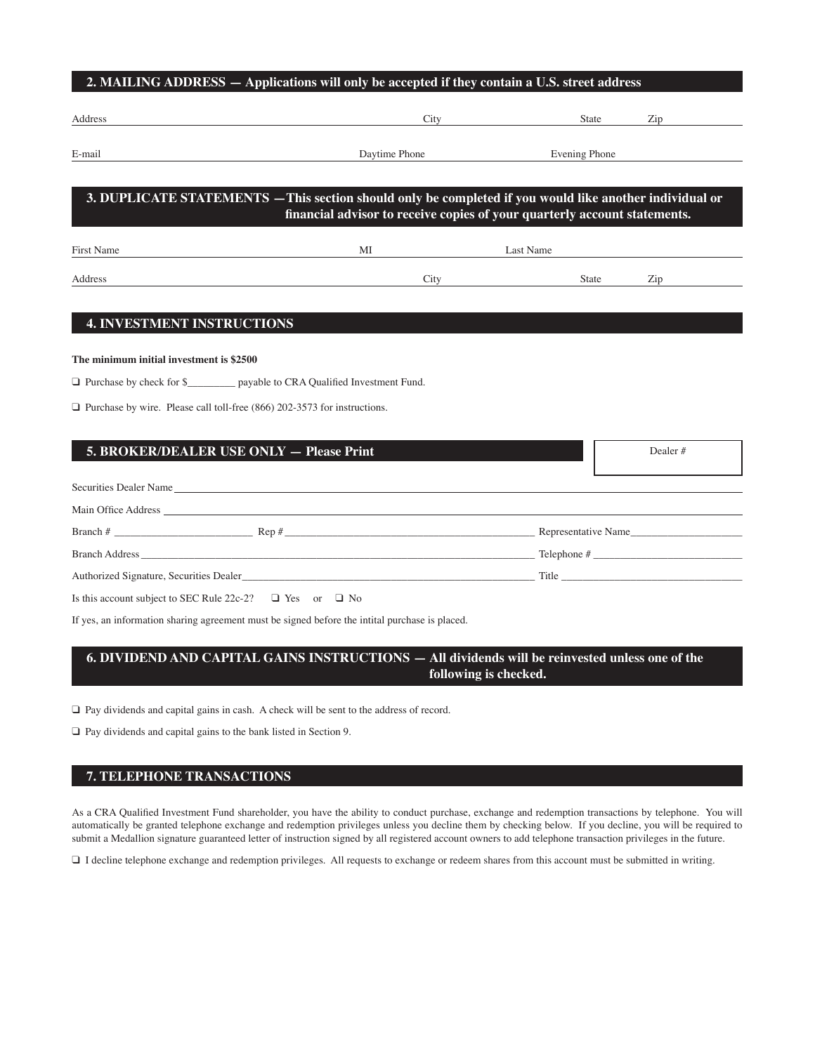## 2. MAILING ADDRESS — Applications will only be accepted if they contain a U.S. street address

Address ______________________ City ______________ State ______ Zip ______

E-mail ______________________ Daytime Phone ______________ Evening Phone ______________

## 3. DUPLICATE STATEMENTS — This section should only be completed if you would like another individual or financial advisor to receive copies of your quarterly account statements.

First Name ______________________ MI ______ Last Name ______________________

Address ______________________ City ______________ State ______ Zip ______

## 4. INVESTMENT INSTRUCTIONS

**The minimum initial investment is $2500**

❑ Purchase by check for $_________ payable to CRA Qualified Investment Fund.

❑ Purchase by wire. Please call toll-free (866) 202-3573 for instructions.

## 5. BROKER/DEALER USE ONLY — Please Print

Dealer # ______________

Securities Dealer Name ______________________________________________

Main Office Address ______________________________________________

Branch # _________________ Rep # _________________ Representative Name _________________

Branch Address ______________________________________________ Telephone # _________________

Authorized Signature, Securities Dealer ______________________________________________ Title _________________

Is this account subject to SEC Rule 22c-2? ❑ Yes or ❑ No

If yes, an information sharing agreement must be signed before the intital purchase is placed.

## 6. DIVIDEND AND CAPITAL GAINS INSTRUCTIONS — All dividends will be reinvested unless one of the following is checked.

❑ Pay dividends and capital gains in cash. A check will be sent to the address of record.

❑ Pay dividends and capital gains to the bank listed in Section 9.

## 7. TELEPHONE TRANSACTIONS

As a CRA Qualified Investment Fund shareholder, you have the ability to conduct purchase, exchange and redemption transactions by telephone. You will automatically be granted telephone exchange and redemption privileges unless you decline them by checking below. If you decline, you will be required to submit a Medallion signature guaranteed letter of instruction signed by all registered account owners to add telephone transaction privileges in the future.

❑ I decline telephone exchange and redemption privileges. All requests to exchange or redeem shares from this account must be submitted in writing.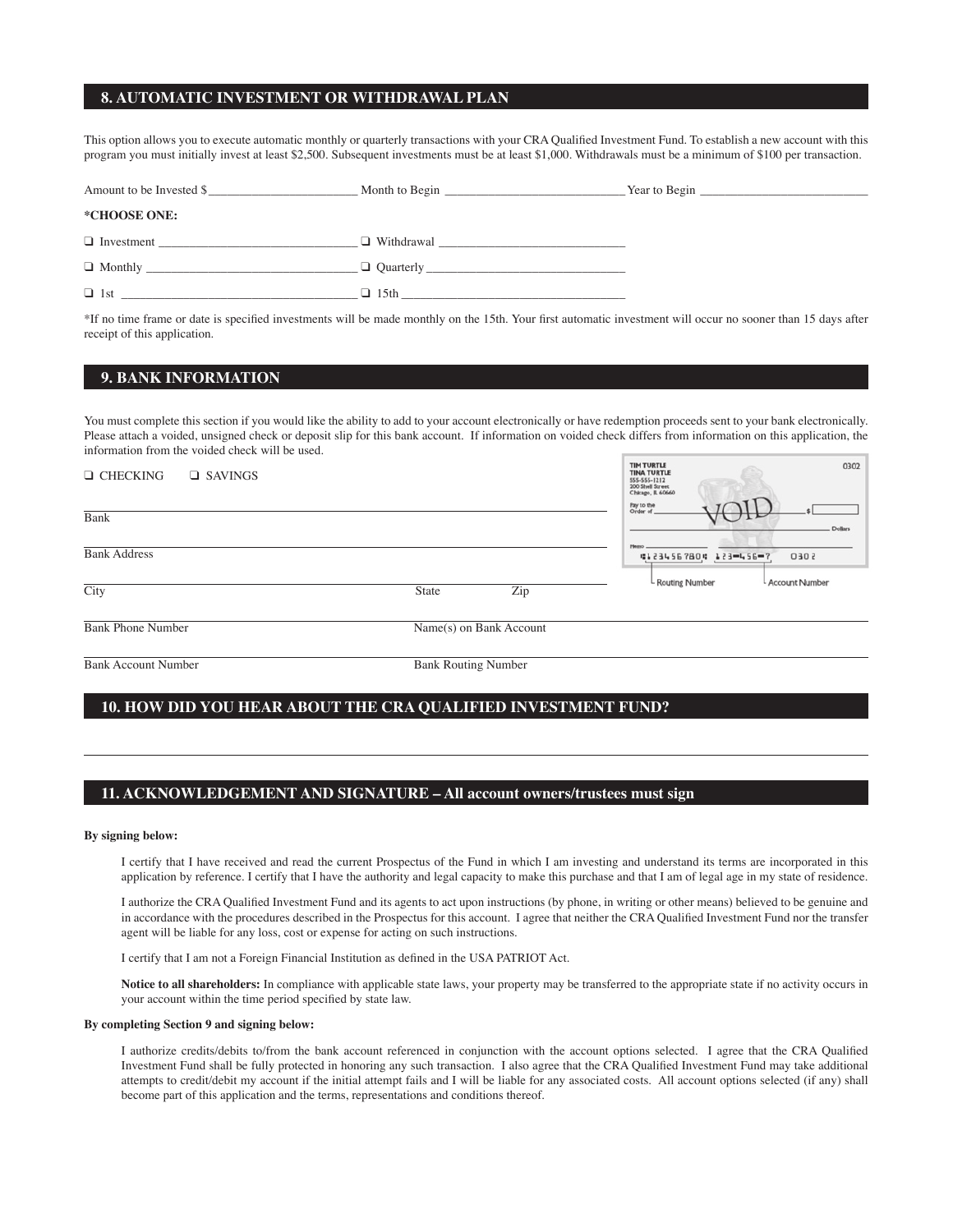## 8. AUTOMATIC INVESTMENT OR WITHDRAWAL PLAN

This option allows you to execute automatic monthly or quarterly transactions with your CRA Qualified Investment Fund. To establish a new account with this program you must initially invest at least $2,500. Subsequent investments must be at least $1,000. Withdrawals must be a minimum of $100 per transaction.

Amount to be Invested $______________________ Month to Begin __________________________ Year to Begin __________________________

**\*CHOOSE ONE:**

❑ Investment ______________________________ ❑ Withdrawal ______________________________

❑ Monthly ________________________________ ❑ Quarterly ________________________________

❑ 1st ____________________________________ ❑ 15th ____________________________________

\*If no time frame or date is specified investments will be made monthly on the 15th. Your first automatic investment will occur no sooner than 15 days after receipt of this application.

## 9. BANK INFORMATION

You must complete this section if you would like the ability to add to your account electronically or have redemption proceeds sent to your bank electronically. Please attach a voided, unsigned check or deposit slip for this bank account. If information on voided check differs from information on this application, the information from the voided check will be used.

❑ CHECKING ❑ SAVINGS

______________________________________________
Bank

______________________________________________
Bank Address

______________________________________________
City State Zip

______________________________________________
Bank Phone Number Name(s) on Bank Account

______________________________________________
Bank Account Number Bank Routing Number

Routing Number — Account Number

## 10. HOW DID YOU HEAR ABOUT THE CRA QUALIFIED INVESTMENT FUND?

______________________________________________

## 11. ACKNOWLEDGEMENT AND SIGNATURE – All account owners/trustees must sign

**By signing below:**

I certify that I have received and read the current Prospectus of the Fund in which I am investing and understand its terms are incorporated in this application by reference. I certify that I have the authority and legal capacity to make this purchase and that I am of legal age in my state of residence.

I authorize the CRA Qualified Investment Fund and its agents to act upon instructions (by phone, in writing or other means) believed to be genuine and in accordance with the procedures described in the Prospectus for this account. I agree that neither the CRA Qualified Investment Fund nor the transfer agent will be liable for any loss, cost or expense for acting on such instructions.

I certify that I am not a Foreign Financial Institution as defined in the USA PATRIOT Act.

**Notice to all shareholders:** In compliance with applicable state laws, your property may be transferred to the appropriate state if no activity occurs in your account within the time period specified by state law.

**By completing Section 9 and signing below:**

I authorize credits/debits to/from the bank account referenced in conjunction with the account options selected. I agree that the CRA Qualified Investment Fund shall be fully protected in honoring any such transaction. I also agree that the CRA Qualified Investment Fund may take additional attempts to credit/debit my account if the initial attempt fails and I will be liable for any associated costs. All account options selected (if any) shall become part of this application and the terms, representations and conditions thereof.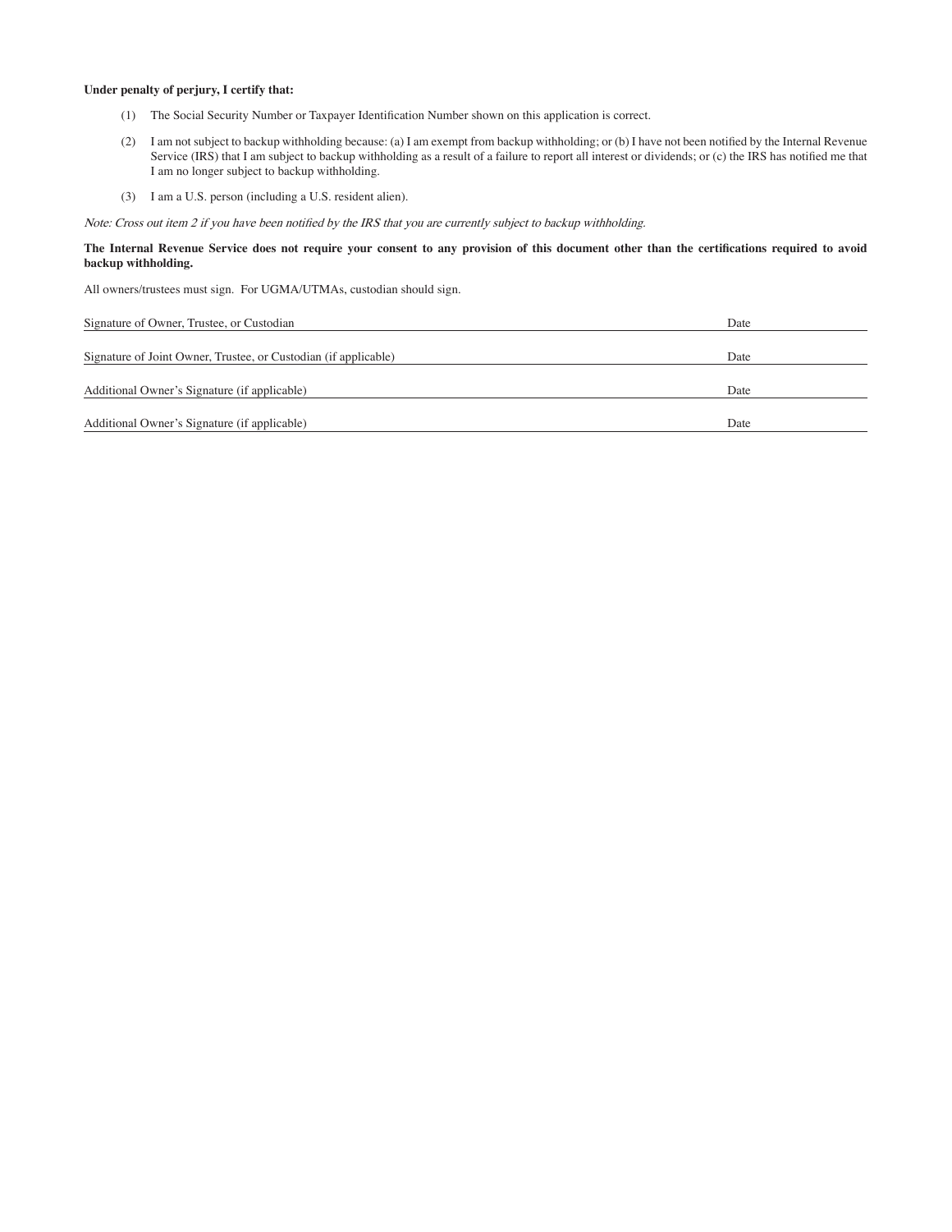**Under penalty of perjury, I certify that:**

(1) The Social Security Number or Taxpayer Identification Number shown on this application is correct.

(2) I am not subject to backup withholding because: (a) I am exempt from backup withholding; or (b) I have not been notified by the Internal Revenue Service (IRS) that I am subject to backup withholding as a result of a failure to report all interest or dividends; or (c) the IRS has notified me that I am no longer subject to backup withholding.

(3) I am a U.S. person (including a U.S. resident alien).

*Note: Cross out item 2 if you have been notified by the IRS that you are currently subject to backup withholding.*

**The Internal Revenue Service does not require your consent to any provision of this document other than the certifications required to avoid backup withholding.**

All owners/trustees must sign. For UGMA/UTMAs, custodian should sign.

Signature of Owner, Trustee, or Custodian \_\_\_\_\_\_\_\_\_\_\_\_\_\_\_\_ Date \_\_\_\_\_\_\_\_

Signature of Joint Owner, Trustee, or Custodian (if applicable) \_\_\_\_\_\_\_\_\_\_\_\_\_\_\_\_ Date \_\_\_\_\_\_\_\_

Additional Owner's Signature (if applicable) \_\_\_\_\_\_\_\_\_\_\_\_\_\_\_\_ Date \_\_\_\_\_\_\_\_

Additional Owner's Signature (if applicable) \_\_\_\_\_\_\_\_\_\_\_\_\_\_\_\_ Date \_\_\_\_\_\_\_\_